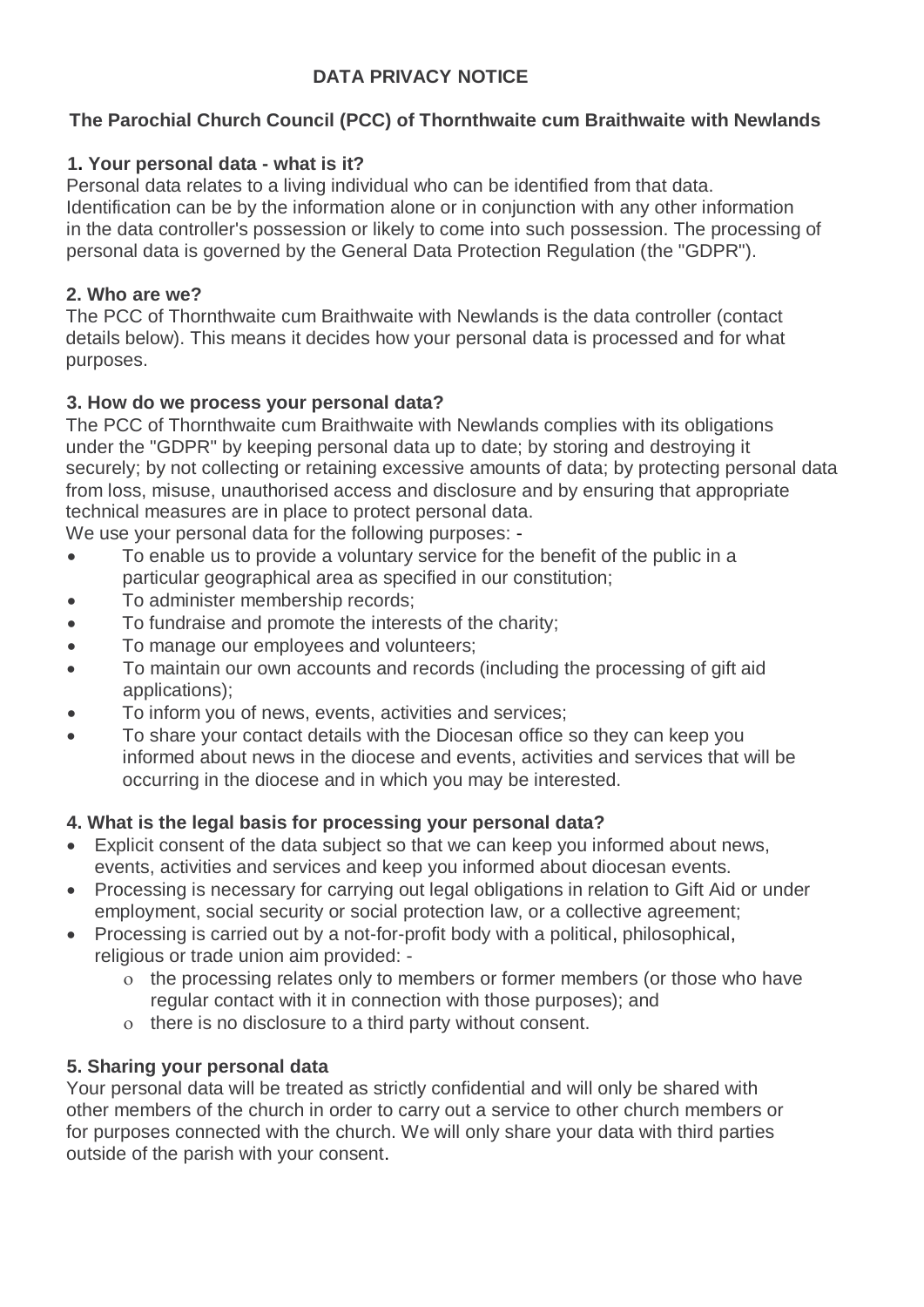# DATA PRIVACY NOTICE

## The Parochial Church Council (PCC) of Thornthwaite cum Braithwaite with Newlands

### 1. Your personal data - what is it?

Personal data relates to a living individual who can be identified from that data. Identification can be by the information alone or in conjunction with any other information in the data controller's possession or likely to come into such possession. The processing of personal data is governed by the General Data Protection Regulation (the "GDPR").

### 2. Who are we?

The PCC of Thornthwaite cum Braithwaite with Newlands is the data controller (contact details below). This means it decides how your personal data is processed and for what purposes.

### 3. How do we process your personal data?

The PCC of Thornthwaite cum Braithwaite with Newlands complies with its obligations under the "GDPR" by keeping personal data up to date; by storing and destroying it securely; by not collecting or retaining excessive amounts of data; by protecting personal data from loss, misuse, unauthorised access and disclosure and by ensuring that appropriate technical measures are in place to protect personal data.

We use your personal data for the following purposes: -

- To enable us to provide a voluntary service for the benefit of the public in a particular geographical area as specified in our constitution;
- To administer membership records;
- To fundraise and promote the interests of the charity;
- To manage our employees and volunteers;
- To maintain our own accounts and records (including the processing of gift aid applications);
- To inform you of news, events, activities and services;
- To share your contact details with the Diocesan office so they can keep you informed about news in the diocese and events, activities and services that will be occurring in the diocese and in which you may be interested.

### 4. What is the legal basis for processing your personal data?

- Explicit consent of the data subject so that we can keep you informed about news, events, activities and services and keep you informed about diocesan events.
- Processing is necessary for carrying out legal obligations in relation to Gift Aid or under employment, social security or social protection law, or a collective agreement;
- Processing is carried out by a not-for-profit body with a political, philosophical, religious or trade union aim provided: -
  - the processing relates only to members or former members (or those who have regular contact with it in connection with those purposes); and
  - there is no disclosure to a third party without consent.

### 5. Sharing your personal data

Your personal data will be treated as strictly confidential and will only be shared with other members of the church in order to carry out a service to other church members or for purposes connected with the church. We will only share your data with third parties outside of the parish with your consent.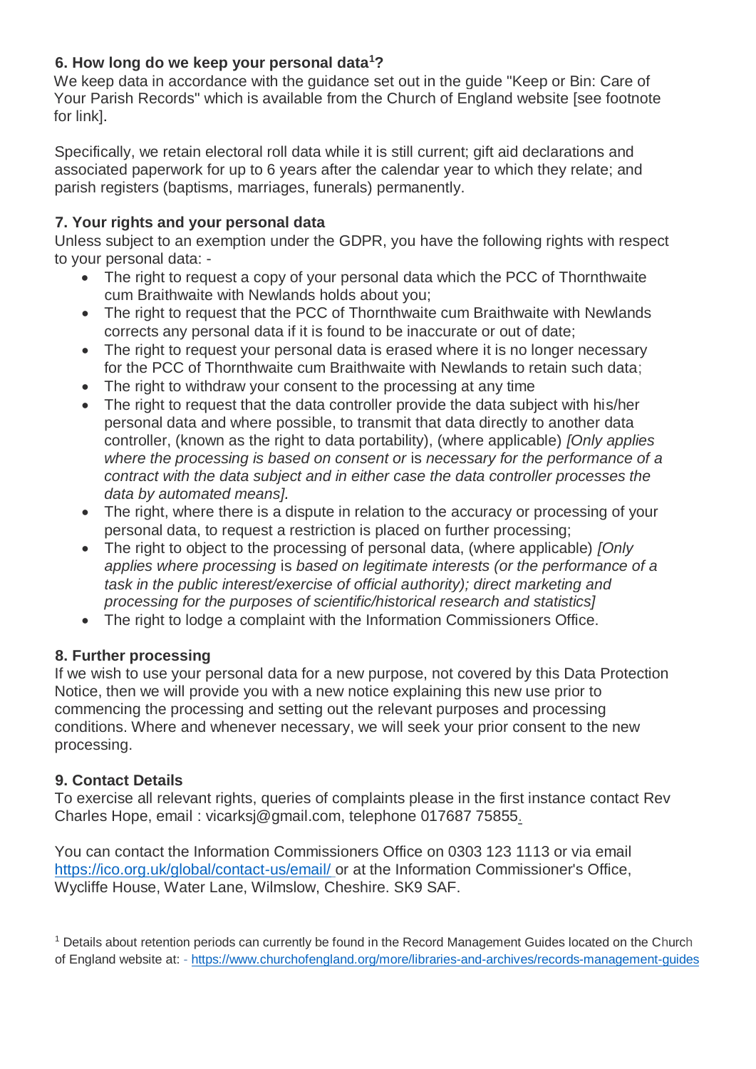### 6. How long do we keep your personal data[1]?

We keep data in accordance with the guidance set out in the guide "Keep or Bin: Care of Your Parish Records" which is available from the Church of England website [see footnote for link].

Specifically, we retain electoral roll data while it is still current; gift aid declarations and associated paperwork for up to 6 years after the calendar year to which they relate; and parish registers (baptisms, marriages, funerals) permanently.

### 7. Your rights and your personal data

Unless subject to an exemption under the GDPR, you have the following rights with respect to your personal data: -

- The right to request a copy of your personal data which the PCC of Thornthwaite cum Braithwaite with Newlands holds about you;
- The right to request that the PCC of Thornthwaite cum Braithwaite with Newlands corrects any personal data if it is found to be inaccurate or out of date;
- The right to request your personal data is erased where it is no longer necessary for the PCC of Thornthwaite cum Braithwaite with Newlands to retain such data;
- The right to withdraw your consent to the processing at any time
- The right to request that the data controller provide the data subject with his/her personal data and where possible, to transmit that data directly to another data controller, (known as the right to data portability), (where applicable) *[Only applies where the processing is based on consent or* is *necessary for the performance of a contract with the data subject and in either case the data controller processes the data by automated means].*
- The right, where there is a dispute in relation to the accuracy or processing of your personal data, to request a restriction is placed on further processing;
- The right to object to the processing of personal data, (where applicable) *[Only applies where processing* is *based on legitimate interests (or the performance of a task in the public interest/exercise of official authority); direct marketing and processing for the purposes of scientific/historical research and statistics]*
- The right to lodge a complaint with the Information Commissioners Office.

### 8. Further processing

If we wish to use your personal data for a new purpose, not covered by this Data Protection Notice, then we will provide you with a new notice explaining this new use prior to commencing the processing and setting out the relevant purposes and processing conditions. Where and whenever necessary, we will seek your prior consent to the new processing.

### 9. Contact Details

To exercise all relevant rights, queries of complaints please in the first instance contact Rev Charles Hope, email : vicarksj@gmail.com, telephone 017687 75855.

You can contact the Information Commissioners Office on 0303 123 1113 or via email https://ico.org.uk/global/contact-us/email/ or at the Information Commissioner's Office, Wycliffe House, Water Lane, Wilmslow, Cheshire. SK9 SAF.

[1] Details about retention periods can currently be found in the Record Management Guides located on the Church of England website at: - https://www.churchofengland.org/more/libraries-and-archives/records-management-guides